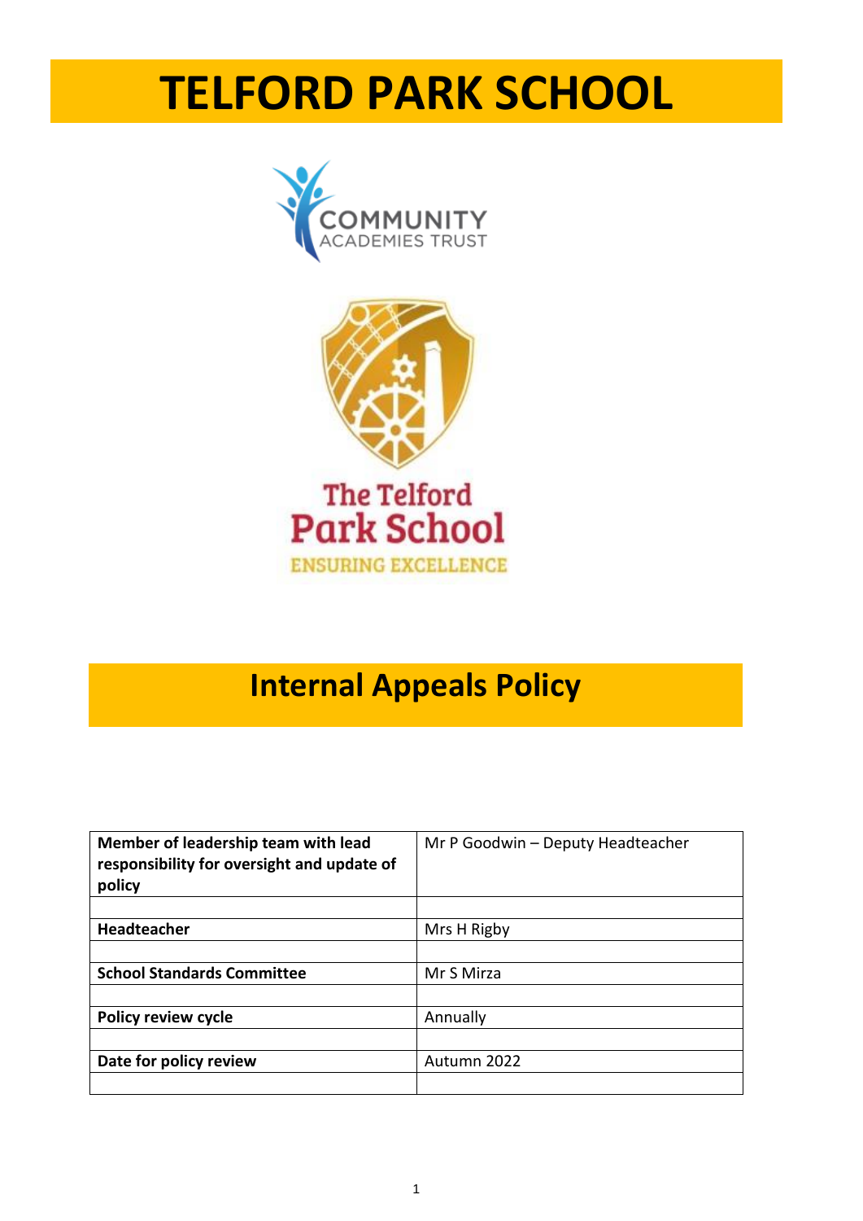# TELFORD PARK SCHOOL

COMMUNITY ACADEMIES TRUST

The Telford Park School

ENSURING EXCELLENCE

## Internal Appeals Policy

| **Member of leadership team with lead responsibility for oversight and update of policy** | Mr P Goodwin – Deputy Headteacher |
|---|---|
| | |
| **Headteacher** | Mrs H Rigby |
| | |
| **School Standards Committee** | Mr S Mirza |
| | |
| **Policy review cycle** | Annually |
| | |
| **Date for policy review** | Autumn 2022 |
| | |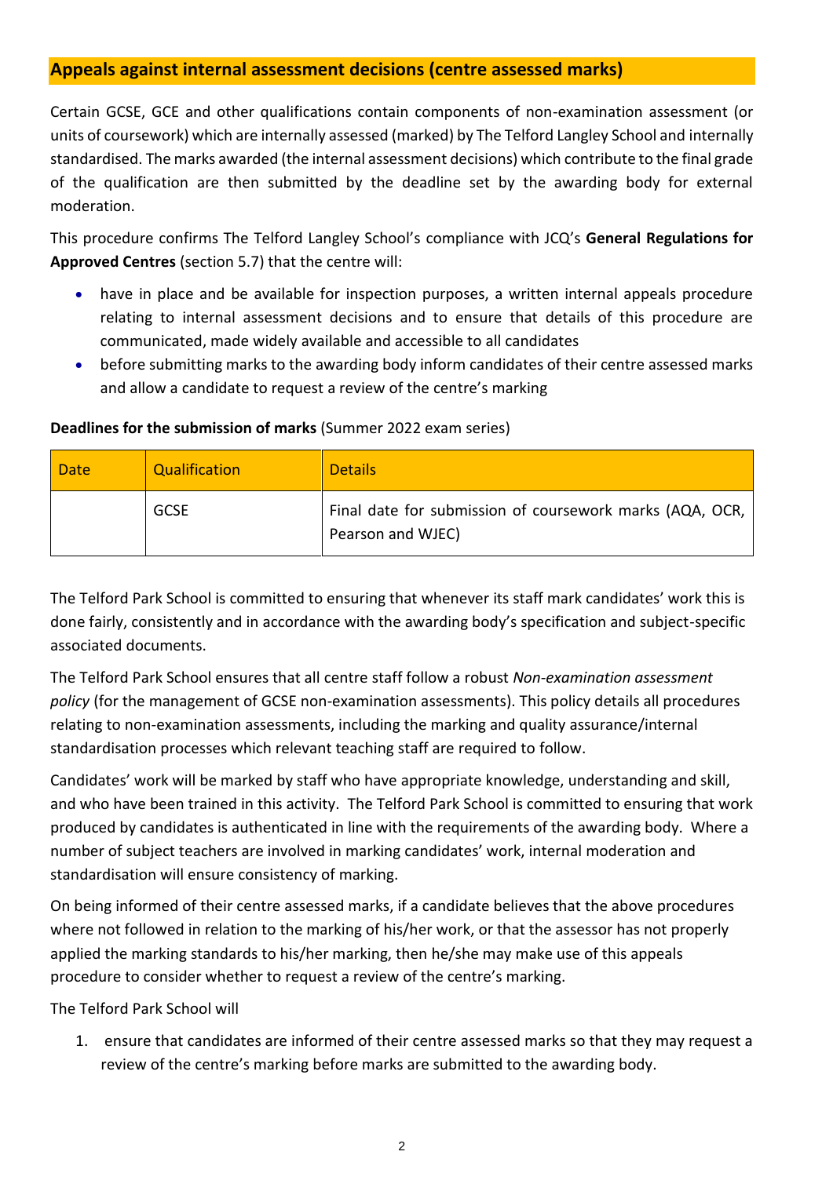## Appeals against internal assessment decisions (centre assessed marks)

Certain GCSE, GCE and other qualifications contain components of non-examination assessment (or units of coursework) which are internally assessed (marked) by The Telford Langley School and internally standardised. The marks awarded (the internal assessment decisions) which contribute to the final grade of the qualification are then submitted by the deadline set by the awarding body for external moderation.

This procedure confirms The Telford Langley School's compliance with JCQ's **General Regulations for Approved Centres** (section 5.7) that the centre will:

- have in place and be available for inspection purposes, a written internal appeals procedure relating to internal assessment decisions and to ensure that details of this procedure are communicated, made widely available and accessible to all candidates
- before submitting marks to the awarding body inform candidates of their centre assessed marks and allow a candidate to request a review of the centre's marking

**Deadlines for the submission of marks** (Summer 2022 exam series)

| Date | Qualification | Details |
| --- | --- | --- |
| | GCSE | Final date for submission of coursework marks (AQA, OCR, Pearson and WJEC) |

The Telford Park School is committed to ensuring that whenever its staff mark candidates' work this is done fairly, consistently and in accordance with the awarding body's specification and subject-specific associated documents.

The Telford Park School ensures that all centre staff follow a robust *Non-examination assessment policy* (for the management of GCSE non-examination assessments). This policy details all procedures relating to non-examination assessments, including the marking and quality assurance/internal standardisation processes which relevant teaching staff are required to follow.

Candidates' work will be marked by staff who have appropriate knowledge, understanding and skill, and who have been trained in this activity. The Telford Park School is committed to ensuring that work produced by candidates is authenticated in line with the requirements of the awarding body. Where a number of subject teachers are involved in marking candidates' work, internal moderation and standardisation will ensure consistency of marking.

On being informed of their centre assessed marks, if a candidate believes that the above procedures where not followed in relation to the marking of his/her work, or that the assessor has not properly applied the marking standards to his/her marking, then he/she may make use of this appeals procedure to consider whether to request a review of the centre's marking.

The Telford Park School will

1. ensure that candidates are informed of their centre assessed marks so that they may request a review of the centre's marking before marks are submitted to the awarding body.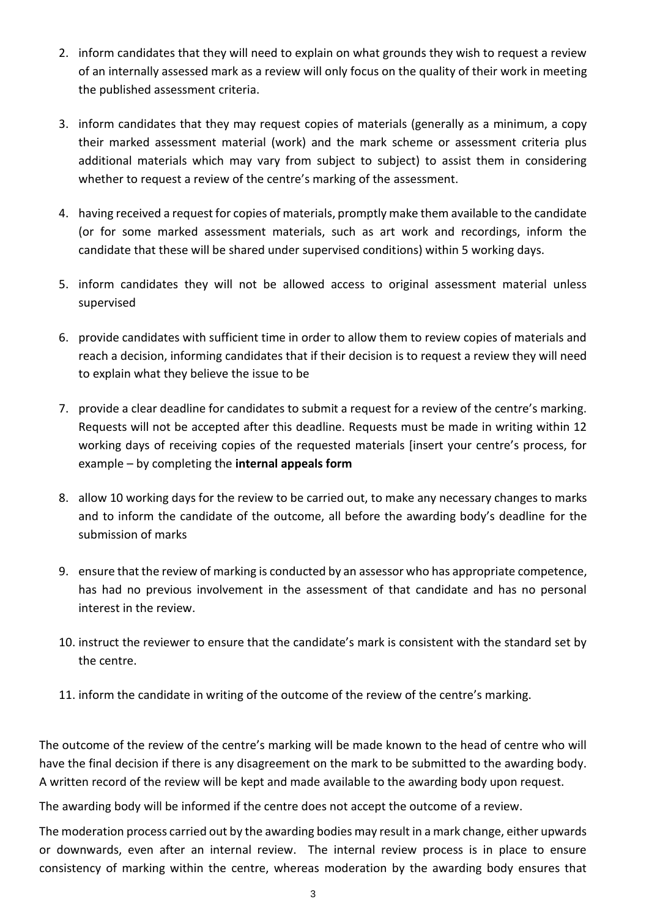2. inform candidates that they will need to explain on what grounds they wish to request a review of an internally assessed mark as a review will only focus on the quality of their work in meeting the published assessment criteria.

3. inform candidates that they may request copies of materials (generally as a minimum, a copy their marked assessment material (work) and the mark scheme or assessment criteria plus additional materials which may vary from subject to subject) to assist them in considering whether to request a review of the centre's marking of the assessment.

4. having received a request for copies of materials, promptly make them available to the candidate (or for some marked assessment materials, such as art work and recordings, inform the candidate that these will be shared under supervised conditions) within 5 working days.

5. inform candidates they will not be allowed access to original assessment material unless supervised

6. provide candidates with sufficient time in order to allow them to review copies of materials and reach a decision, informing candidates that if their decision is to request a review they will need to explain what they believe the issue to be

7. provide a clear deadline for candidates to submit a request for a review of the centre's marking. Requests will not be accepted after this deadline. Requests must be made in writing within 12 working days of receiving copies of the requested materials [insert your centre's process, for example – by completing the **internal appeals form**

8. allow 10 working days for the review to be carried out, to make any necessary changes to marks and to inform the candidate of the outcome, all before the awarding body's deadline for the submission of marks

9. ensure that the review of marking is conducted by an assessor who has appropriate competence, has had no previous involvement in the assessment of that candidate and has no personal interest in the review.

10. instruct the reviewer to ensure that the candidate's mark is consistent with the standard set by the centre.

11. inform the candidate in writing of the outcome of the review of the centre's marking.

The outcome of the review of the centre's marking will be made known to the head of centre who will have the final decision if there is any disagreement on the mark to be submitted to the awarding body. A written record of the review will be kept and made available to the awarding body upon request.

The awarding body will be informed if the centre does not accept the outcome of a review.

The moderation process carried out by the awarding bodies may result in a mark change, either upwards or downwards, even after an internal review. The internal review process is in place to ensure consistency of marking within the centre, whereas moderation by the awarding body ensures that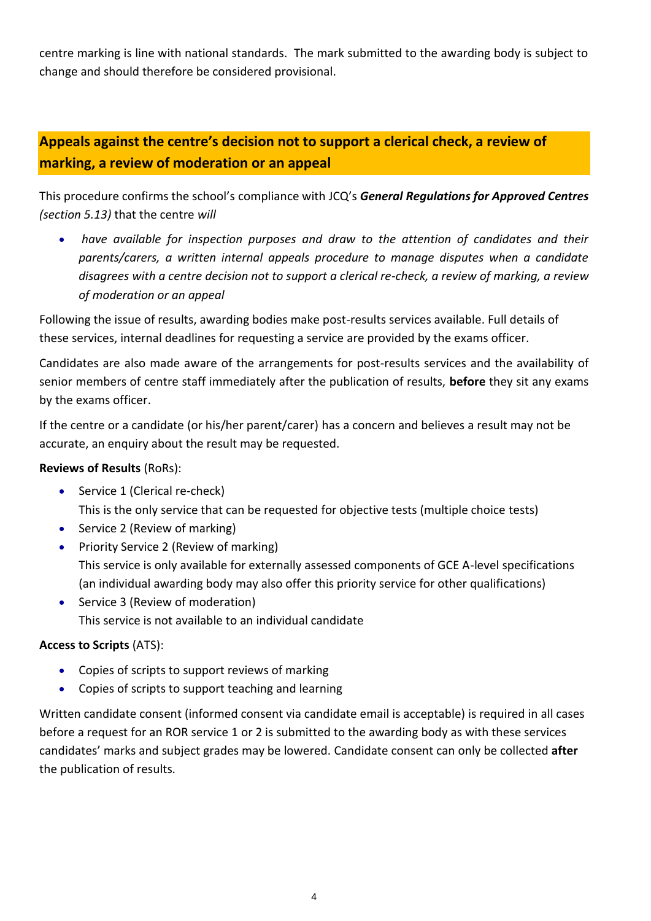centre marking is line with national standards. The mark submitted to the awarding body is subject to change and should therefore be considered provisional.

## Appeals against the centre's decision not to support a clerical check, a review of marking, a review of moderation or an appeal

This procedure confirms the school's compliance with JCQ's ***General Regulations for Approved Centres*** *(section 5.13)* that the centre *will*

- *have available for inspection purposes and draw to the attention of candidates and their parents/carers, a written internal appeals procedure to manage disputes when a candidate disagrees with a centre decision not to support a clerical re-check, a review of marking, a review of moderation or an appeal*

Following the issue of results, awarding bodies make post-results services available. Full details of these services, internal deadlines for requesting a service are provided by the exams officer.

Candidates are also made aware of the arrangements for post-results services and the availability of senior members of centre staff immediately after the publication of results, **before** they sit any exams by the exams officer.

If the centre or a candidate (or his/her parent/carer) has a concern and believes a result may not be accurate, an enquiry about the result may be requested.

**Reviews of Results** (RoRs):

- Service 1 (Clerical re-check)
  This is the only service that can be requested for objective tests (multiple choice tests)
- Service 2 (Review of marking)
- Priority Service 2 (Review of marking)
  This service is only available for externally assessed components of GCE A-level specifications (an individual awarding body may also offer this priority service for other qualifications)
- Service 3 (Review of moderation)
  This service is not available to an individual candidate

**Access to Scripts** (ATS):

- Copies of scripts to support reviews of marking
- Copies of scripts to support teaching and learning

Written candidate consent (informed consent via candidate email is acceptable) is required in all cases before a request for an ROR service 1 or 2 is submitted to the awarding body as with these services candidates' marks and subject grades may be lowered. Candidate consent can only be collected **after** the publication of results.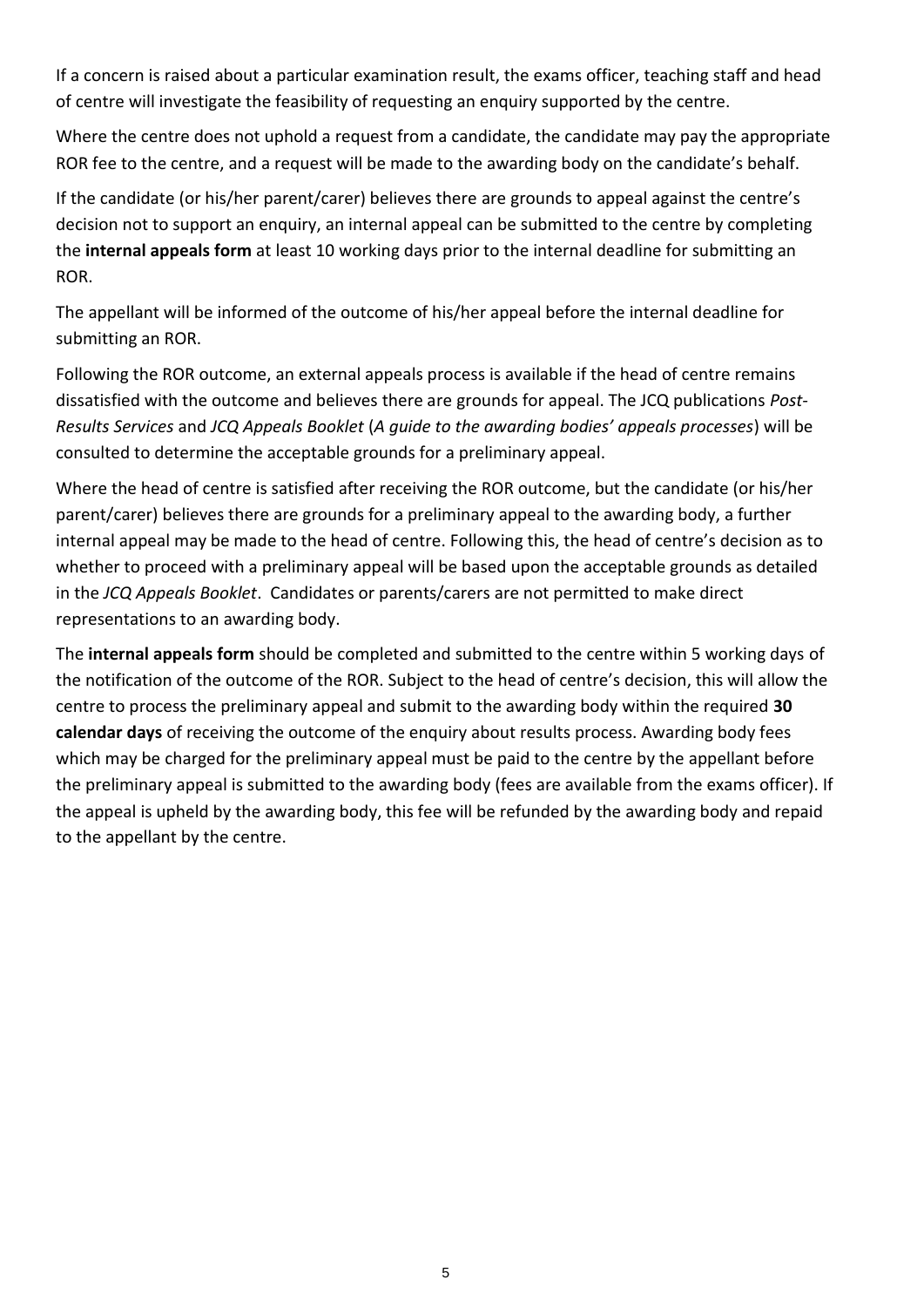If a concern is raised about a particular examination result, the exams officer, teaching staff and head of centre will investigate the feasibility of requesting an enquiry supported by the centre.

Where the centre does not uphold a request from a candidate, the candidate may pay the appropriate ROR fee to the centre, and a request will be made to the awarding body on the candidate's behalf.

If the candidate (or his/her parent/carer) believes there are grounds to appeal against the centre's decision not to support an enquiry, an internal appeal can be submitted to the centre by completing the **internal appeals form** at least 10 working days prior to the internal deadline for submitting an ROR.

The appellant will be informed of the outcome of his/her appeal before the internal deadline for submitting an ROR.

Following the ROR outcome, an external appeals process is available if the head of centre remains dissatisfied with the outcome and believes there are grounds for appeal. The JCQ publications *Post-Results Services* and *JCQ Appeals Booklet* (*A guide to the awarding bodies' appeals processes*) will be consulted to determine the acceptable grounds for a preliminary appeal.

Where the head of centre is satisfied after receiving the ROR outcome, but the candidate (or his/her parent/carer) believes there are grounds for a preliminary appeal to the awarding body, a further internal appeal may be made to the head of centre. Following this, the head of centre's decision as to whether to proceed with a preliminary appeal will be based upon the acceptable grounds as detailed in the *JCQ Appeals Booklet*. Candidates or parents/carers are not permitted to make direct representations to an awarding body.

The **internal appeals form** should be completed and submitted to the centre within 5 working days of the notification of the outcome of the ROR. Subject to the head of centre's decision, this will allow the centre to process the preliminary appeal and submit to the awarding body within the required **30 calendar days** of receiving the outcome of the enquiry about results process. Awarding body fees which may be charged for the preliminary appeal must be paid to the centre by the appellant before the preliminary appeal is submitted to the awarding body (fees are available from the exams officer). If the appeal is upheld by the awarding body, this fee will be refunded by the awarding body and repaid to the appellant by the centre.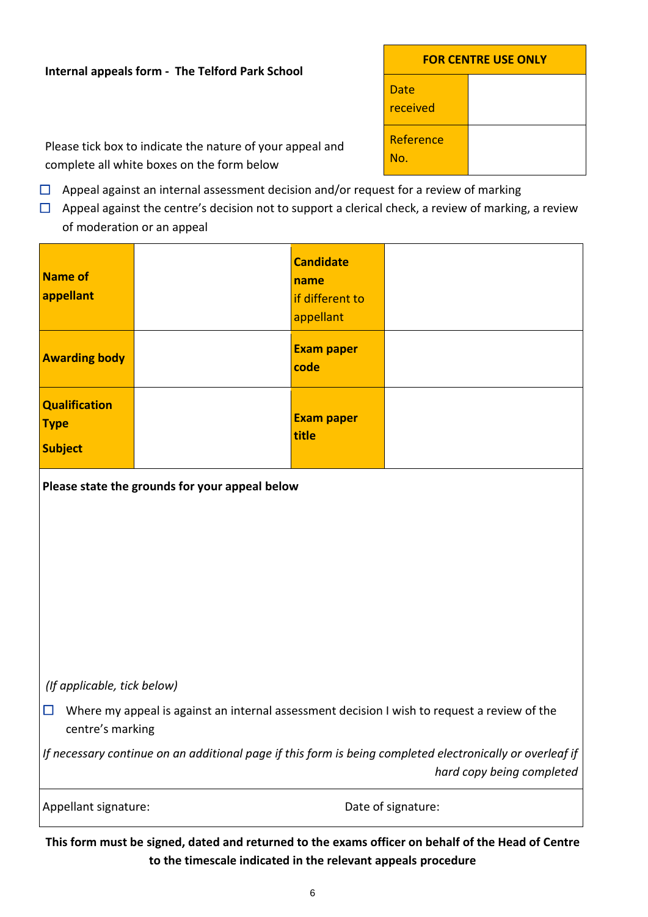**Internal appeals form - The Telford Park School**

| FOR CENTRE USE ONLY | |
|---|---|
| Date received | |
| Reference No. | |

Please tick box to indicate the nature of your appeal and complete all white boxes on the form below

- ☐ Appeal against an internal assessment decision and/or request for a review of marking
- ☐ Appeal against the centre's decision not to support a clerical check, a review of marking, a review of moderation or an appeal

| | | | |
|---|---|---|---|
| **Name of appellant** | | **Candidate name** if different to appellant | |
| **Awarding body** | | **Exam paper code** | |
| **Qualification Type**<br><br>**Subject** | | **Exam paper title** | |

**Please state the grounds for your appeal below**

*(If applicable, tick below)*

☐ Where my appeal is against an internal assessment decision I wish to request a review of the centre's marking

*If necessary continue on an additional page if this form is being completed electronically or overleaf if hard copy being completed*

Appellant signature: Date of signature:

**This form must be signed, dated and returned to the exams officer on behalf of the Head of Centre to the timescale indicated in the relevant appeals procedure**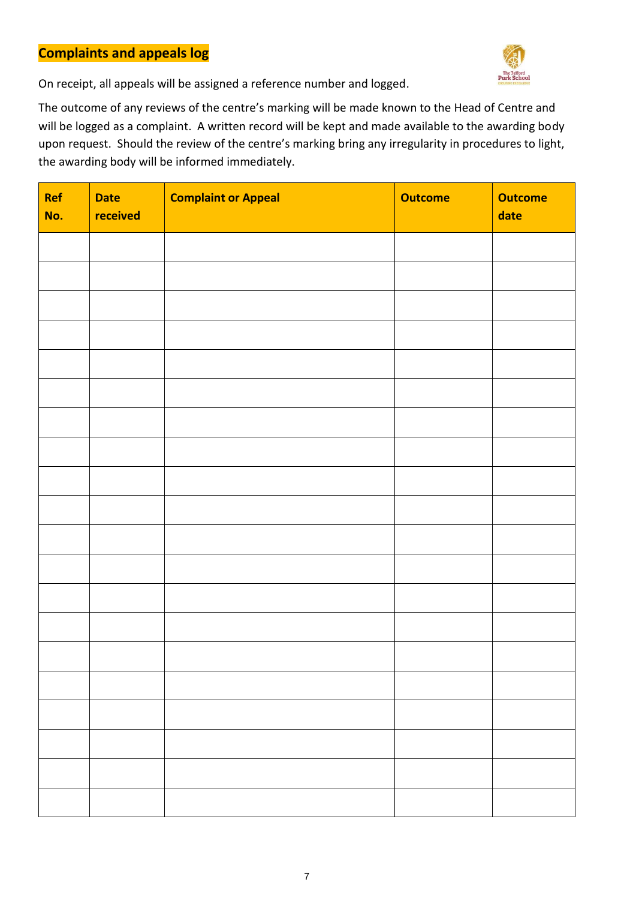## Complaints and appeals log

On receipt, all appeals will be assigned a reference number and logged.

The outcome of any reviews of the centre's marking will be made known to the Head of Centre and will be logged as a complaint. A written record will be kept and made available to the awarding body upon request. Should the review of the centre's marking bring any irregularity in procedures to light, the awarding body will be informed immediately.

| Ref No. | Date received | Complaint or Appeal | Outcome | Outcome date |
|---|---|---|---|---|
| | | | | |
| | | | | |
| | | | | |
| | | | | |
| | | | | |
| | | | | |
| | | | | |
| | | | | |
| | | | | |
| | | | | |
| | | | | |
| | | | | |
| | | | | |
| | | | | |
| | | | | |
| | | | | |
| | | | | |
| | | | | |
| | | | | |
| | | | | |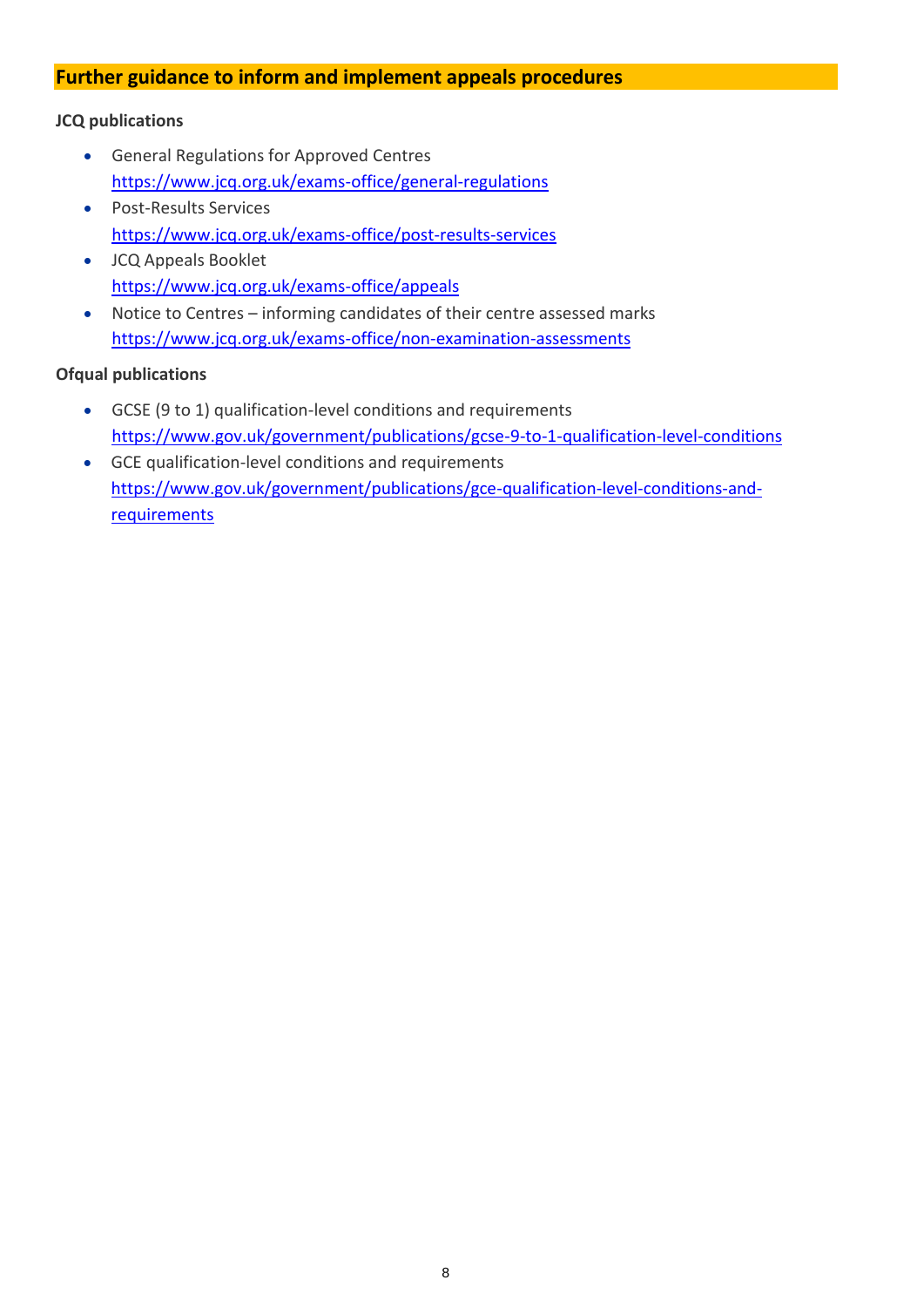## Further guidance to inform and implement appeals procedures

**JCQ publications**

- General Regulations for Approved Centres
  https://www.jcq.org.uk/exams-office/general-regulations
- Post-Results Services
  https://www.jcq.org.uk/exams-office/post-results-services
- JCQ Appeals Booklet
  https://www.jcq.org.uk/exams-office/appeals
- Notice to Centres – informing candidates of their centre assessed marks
  https://www.jcq.org.uk/exams-office/non-examination-assessments

**Ofqual publications**

- GCSE (9 to 1) qualification-level conditions and requirements
  https://www.gov.uk/government/publications/gcse-9-to-1-qualification-level-conditions
- GCE qualification-level conditions and requirements
  https://www.gov.uk/government/publications/gce-qualification-level-conditions-and-requirements